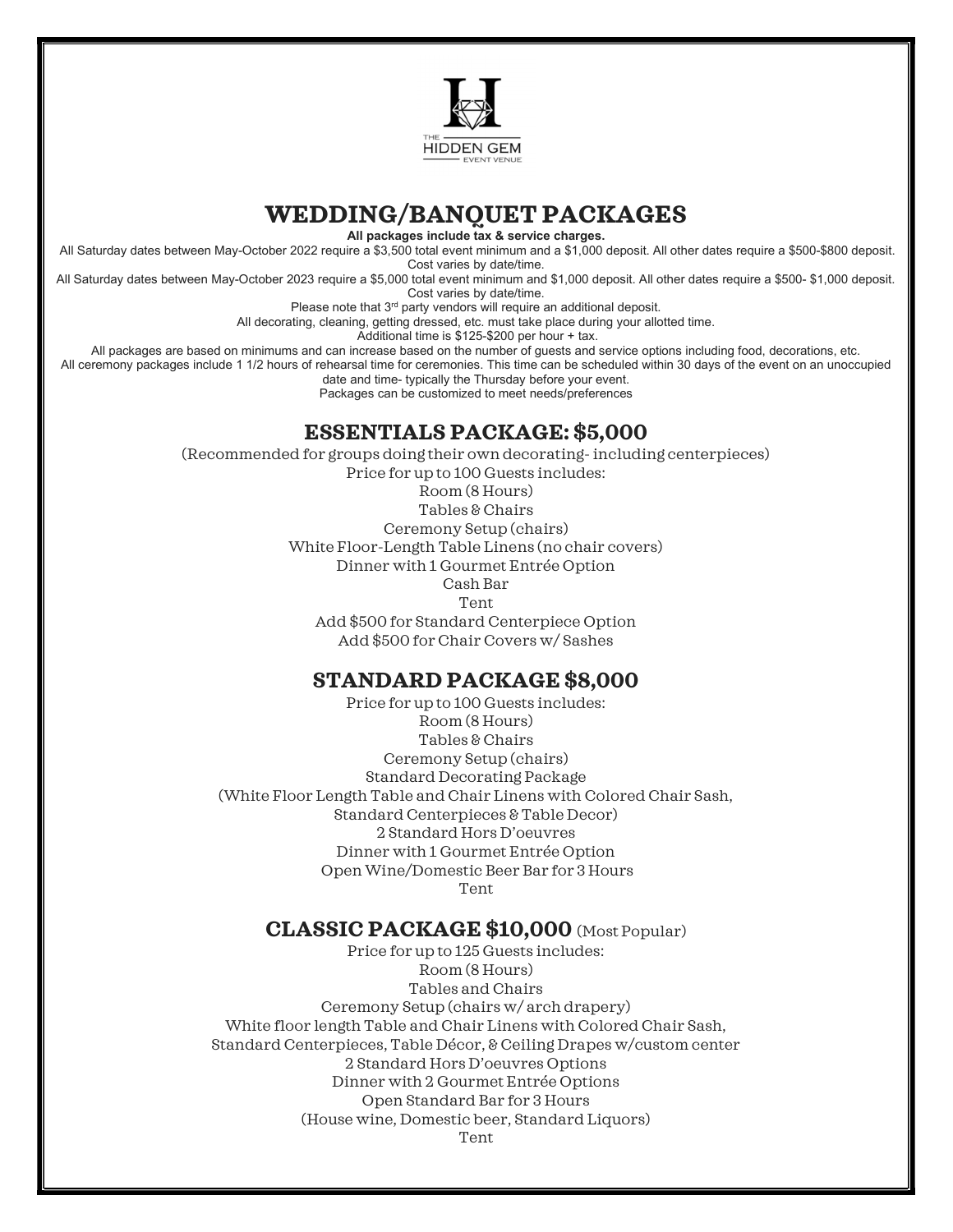THE HIDDEN GEM EVENT VENUE

# WEDDING/BANQUET PACKAGES

**All packages include tax & service charges.**

All Saturday dates between May-October 2022 require a $3,500 total event minimum and a $1,000 deposit. All other dates require a $500-$800 deposit. Cost varies by date/time.

All Saturday dates between May-October 2023 require a $5,000 total event minimum and $1,000 deposit. All other dates require a $500- $1,000 deposit. Cost varies by date/time.

Please note that 3rd party vendors will require an additional deposit.

All decorating, cleaning, getting dressed, etc. must take place during your allotted time.

Additional time is $125-$200 per hour + tax.

All packages are based on minimums and can increase based on the number of guests and service options including food, decorations, etc.

All ceremony packages include 1 1/2 hours of rehearsal time for ceremonies. This time can be scheduled within 30 days of the event on an unoccupied date and time- typically the Thursday before your event.

Packages can be customized to meet needs/preferences

## ESSENTIALS PACKAGE: $5,000

(Recommended for groups doing their own decorating- including centerpieces)

Price for up to 100 Guests includes:

Room (8 Hours)

Tables & Chairs

Ceremony Setup (chairs)

White Floor-Length Table Linens (no chair covers)

Dinner with 1 Gourmet Entrée Option

Cash Bar

Tent

Add $500 for Standard Centerpiece Option

Add $500 for Chair Covers w/ Sashes

## STANDARD PACKAGE $8,000

Price for up to 100 Guests includes:

Room (8 Hours)

Tables & Chairs

Ceremony Setup (chairs)

Standard Decorating Package

(White Floor Length Table and Chair Linens with Colored Chair Sash, Standard Centerpieces & Table Decor)

2 Standard Hors D'oeuvres

Dinner with 1 Gourmet Entrée Option

Open Wine/Domestic Beer Bar for 3 Hours

Tent

## CLASSIC PACKAGE $10,000 (Most Popular)

Price for up to 125 Guests includes:

Room (8 Hours)

Tables and Chairs

Ceremony Setup (chairs w/ arch drapery)

White floor length Table and Chair Linens with Colored Chair Sash, Standard Centerpieces, Table Décor, & Ceiling Drapes w/custom center

2 Standard Hors D'oeuvres Options

Dinner with 2 Gourmet Entrée Options

Open Standard Bar for 3 Hours

(House wine, Domestic beer, Standard Liquors)

Tent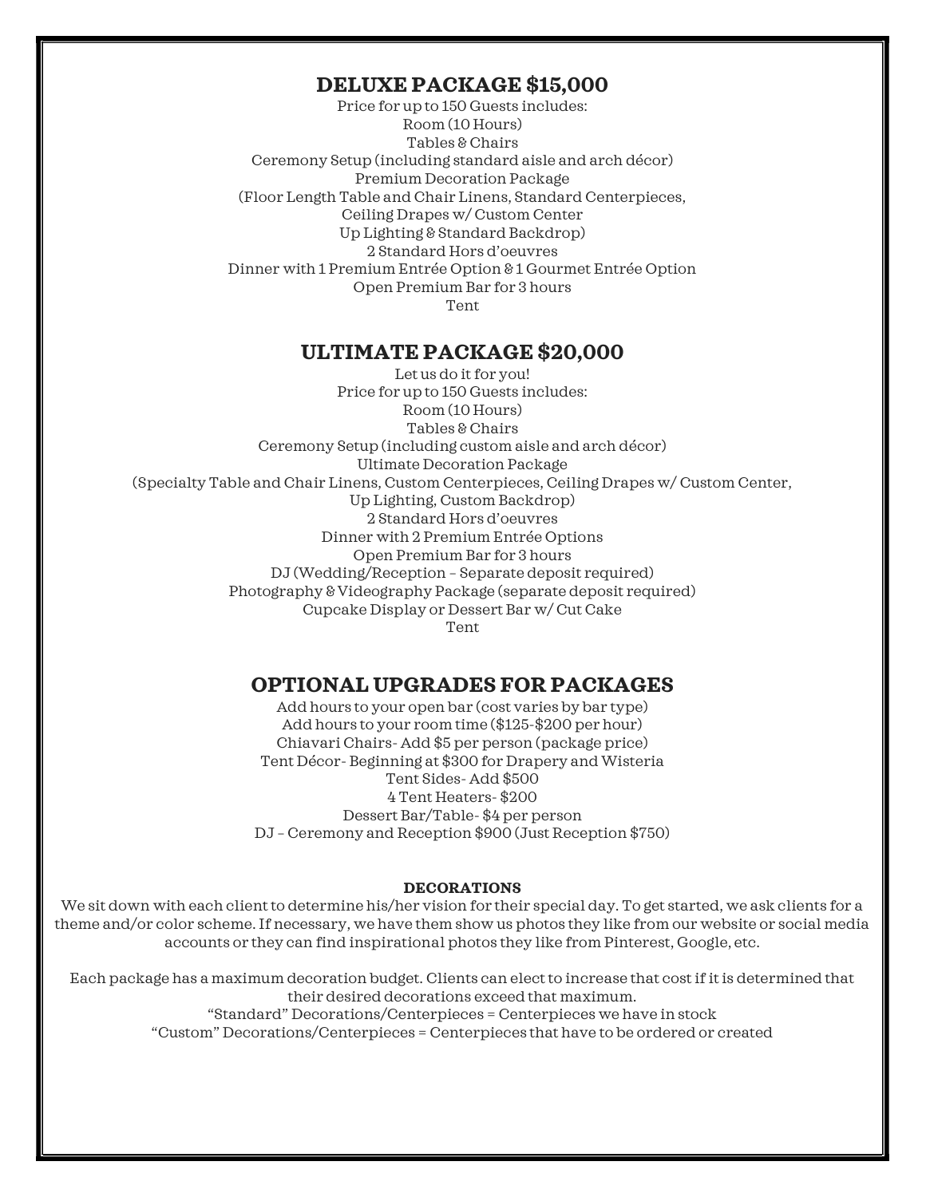## DELUXE PACKAGE $15,000

Price for up to 150 Guests includes:
Room (10 Hours)
Tables & Chairs
Ceremony Setup (including standard aisle and arch décor)
Premium Decoration Package
(Floor Length Table and Chair Linens, Standard Centerpieces,
Ceiling Drapes w/ Custom Center
Up Lighting & Standard Backdrop)
2 Standard Hors d'oeuvres
Dinner with 1 Premium Entrée Option & 1 Gourmet Entrée Option
Open Premium Bar for 3 hours
Tent

## ULTIMATE PACKAGE $20,000

Let us do it for you!
Price for up to 150 Guests includes:
Room (10 Hours)
Tables & Chairs
Ceremony Setup (including custom aisle and arch décor)
Ultimate Decoration Package
(Specialty Table and Chair Linens, Custom Centerpieces, Ceiling Drapes w/ Custom Center,
Up Lighting, Custom Backdrop)
2 Standard Hors d'oeuvres
Dinner with 2 Premium Entrée Options
Open Premium Bar for 3 hours
DJ (Wedding/Reception – Separate deposit required)
Photography & Videography Package (separate deposit required)
Cupcake Display or Dessert Bar w/ Cut Cake
Tent

## OPTIONAL UPGRADES FOR PACKAGES

Add hours to your open bar (cost varies by bar type)
Add hours to your room time ($125-$200 per hour)
Chiavari Chairs- Add $5 per person (package price)
Tent Décor- Beginning at $300 for Drapery and Wisteria
Tent Sides- Add $500
4 Tent Heaters- $200
Dessert Bar/Table- $4 per person
DJ – Ceremony and Reception $900 (Just Reception $750)

### DECORATIONS

We sit down with each client to determine his/her vision for their special day. To get started, we ask clients for a theme and/or color scheme. If necessary, we have them show us photos they like from our website or social media accounts or they can find inspirational photos they like from Pinterest, Google, etc.

Each package has a maximum decoration budget. Clients can elect to increase that cost if it is determined that their desired decorations exceed that maximum.
"Standard" Decorations/Centerpieces = Centerpieces we have in stock
"Custom" Decorations/Centerpieces = Centerpieces that have to be ordered or created